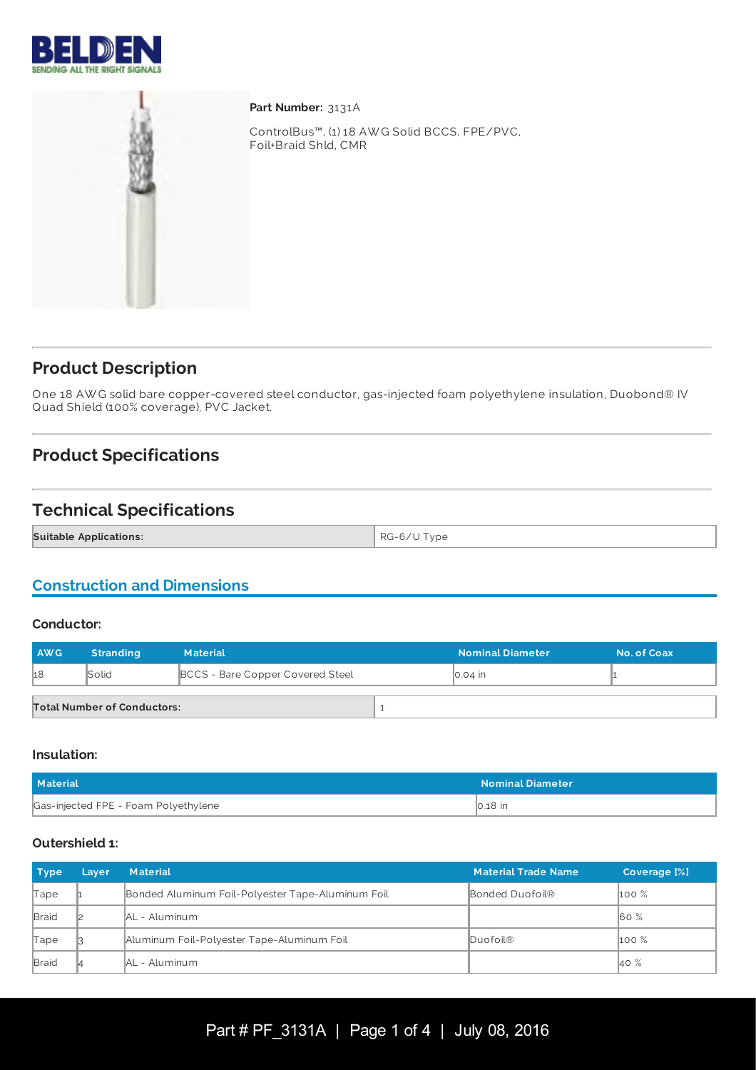**Part Number:** 3131A

ControlBus™, (1) 18 AWG Solid BCCS, FPE/PVC, Foil+Braid Shld, CMR

## Product Description

One 18 AWG solid bare copper-covered steel conductor, gas-injected foam polyethylene insulation, Duobond® IV Quad Shield (100% coverage), PVC Jacket.

## Product Specifications

## Technical Specifications

| **Suitable Applications:** | RG-6/U Type |
|---|---|

### Construction and Dimensions

#### Conductor:

| AWG | Stranding | Material | Nominal Diameter | No. of Coax |
|---|---|---|---|---|
| 18 | Solid | BCCS - Bare Copper Covered Steel | 0.04 in | 1 |

| **Total Number of Conductors:** | 1 |
|---|---|

#### Insulation:

| Material | Nominal Diameter |
|---|---|
| Gas-injected FPE - Foam Polyethylene | 0.18 in |

#### Outershield 1:

| Type | Layer | Material | Material Trade Name | Coverage [%] |
|---|---|---|---|---|
| Tape | 1 | Bonded Aluminum Foil-Polyester Tape-Aluminum Foil | Bonded Duofoil® | 100 % |
| Braid | 2 | AL - Aluminum | | 60 % |
| Tape | 3 | Aluminum Foil-Polyester Tape-Aluminum Foil | Duofoil® | 100 % |
| Braid | 4 | AL - Aluminum | | 40 % |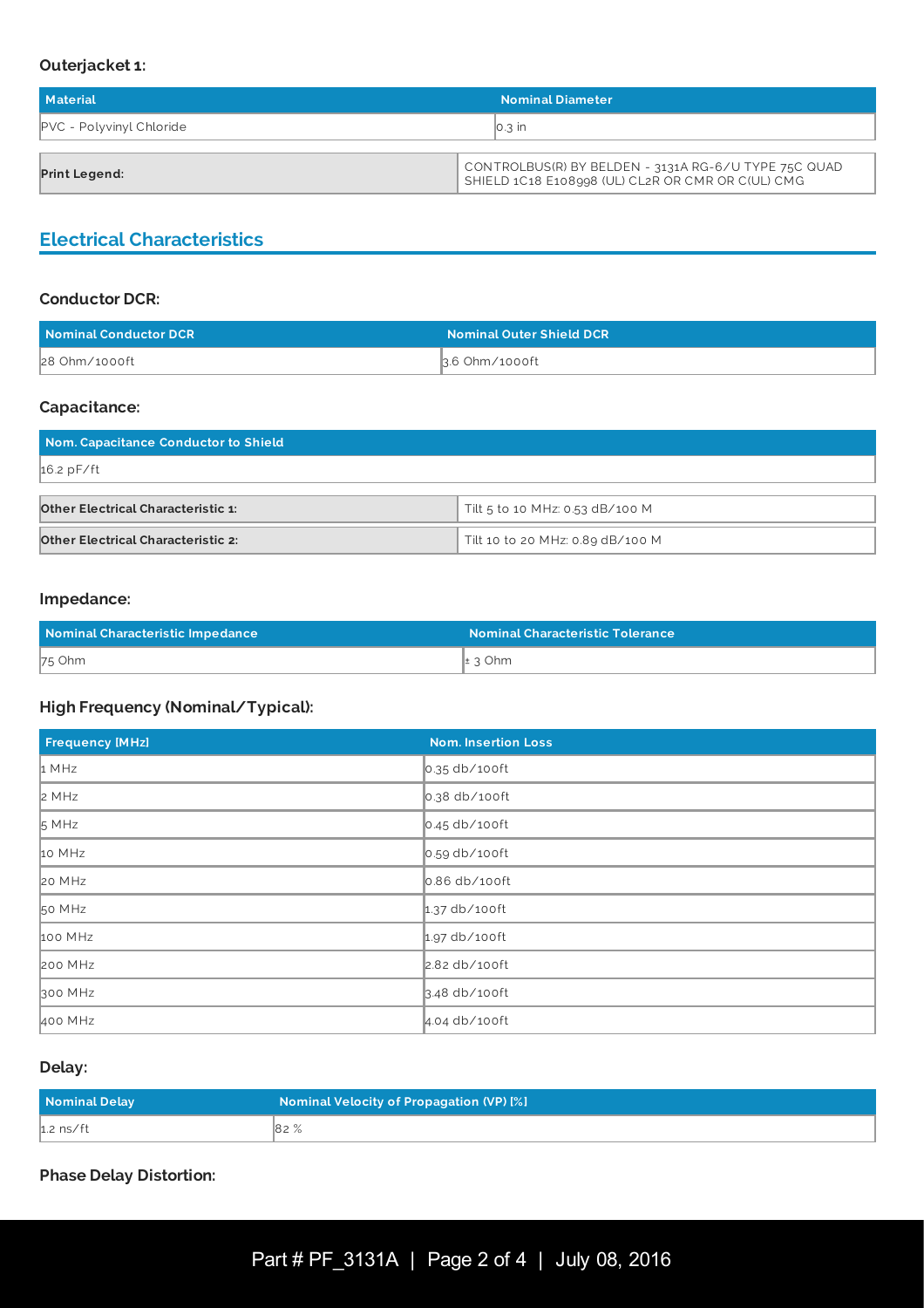### Outerjacket 1:

| Material | Nominal Diameter |
| --- | --- |
| PVC - Polyvinyl Chloride | 0.3 in |

| Print Legend: | CONTROLBUS(R) BY BELDEN - 3131A RG-6/U TYPE 75C QUAD SHIELD 1C18 E108998 (UL) CL2R OR CMR OR C(UL) CMG |
| --- | --- |

## Electrical Characteristics

### Conductor DCR:

| Nominal Conductor DCR | Nominal Outer Shield DCR |
| --- | --- |
| 28 Ohm/1000ft | 3.6 Ohm/1000ft |

### Capacitance:

| Nom. Capacitance Conductor to Shield |
| --- |
| 16.2 pF/ft |

| Other Electrical Characteristic 1: | Tilt 5 to 10 MHz: 0.53 dB/100 M |
| --- | --- |
| **Other Electrical Characteristic 2:** | Tilt 10 to 20 MHz: 0.89 dB/100 M |

### Impedance:

| Nominal Characteristic Impedance | Nominal Characteristic Tolerance |
| --- | --- |
| 75 Ohm | ± 3 Ohm |

### High Frequency (Nominal/Typical):

| Frequency [MHz] | Nom. Insertion Loss |
| --- | --- |
| 1 MHz | 0.35 db/100ft |
| 2 MHz | 0.38 db/100ft |
| 5 MHz | 0.45 db/100ft |
| 10 MHz | 0.59 db/100ft |
| 20 MHz | 0.86 db/100ft |
| 50 MHz | 1.37 db/100ft |
| 100 MHz | 1.97 db/100ft |
| 200 MHz | 2.82 db/100ft |
| 300 MHz | 3.48 db/100ft |
| 400 MHz | 4.04 db/100ft |

### Delay:

| Nominal Delay | Nominal Velocity of Propagation (VP) [%] |
| --- | --- |
| 1.2 ns/ft | 82 % |

### Phase Delay Distortion: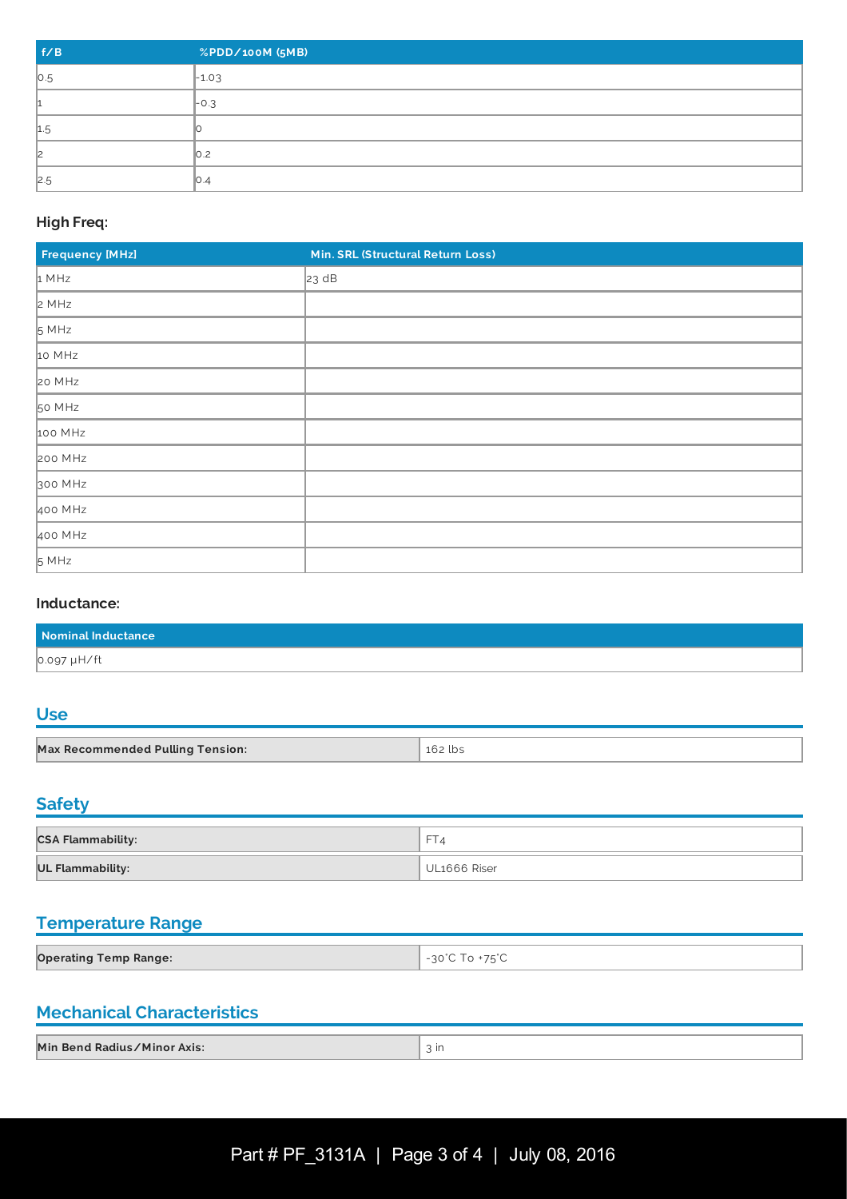| f/B | %PDD/100M (5MB) |
|---|---|
| 0.5 | -1.03 |
| 1 | -0.3 |
| 1.5 | 0 |
| 2 | 0.2 |
| 2.5 | 0.4 |

### High Freq:

| Frequency [MHz] | Min. SRL (Structural Return Loss) |
|---|---|
| 1 MHz | 23 dB |
| 2 MHz | |
| 5 MHz | |
| 10 MHz | |
| 20 MHz | |
| 50 MHz | |
| 100 MHz | |
| 200 MHz | |
| 300 MHz | |
| 400 MHz | |
| 400 MHz | |
| 5 MHz | |

### Inductance:

| Nominal Inductance |
|---|
| 0.097 µH/ft |

## Use

| Max Recommended Pulling Tension: | 162 lbs |
|---|---|

## Safety

| CSA Flammability: | FT4 |
|---|---|
| UL Flammability: | UL1666 Riser |

## Temperature Range

| Operating Temp Range: | -30°C To +75°C |
|---|---|

## Mechanical Characteristics

| Min Bend Radius/Minor Axis: | 3 in |
|---|---|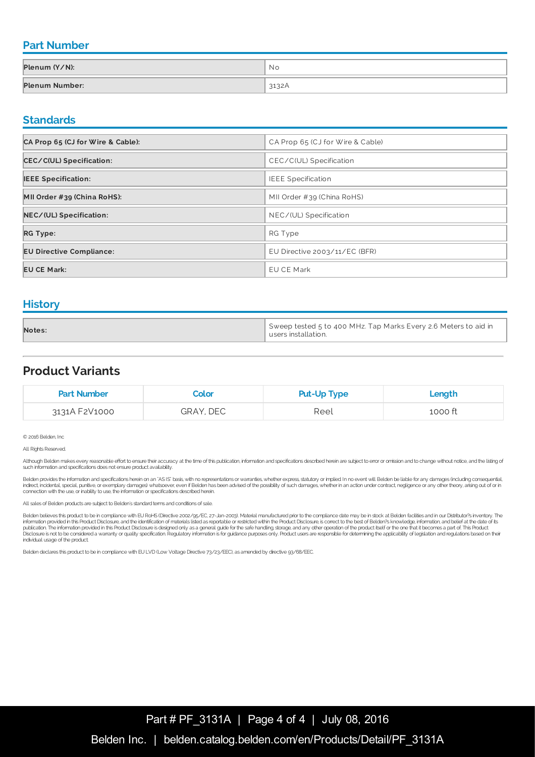## Part Number

| | |
|---|---|
| **Plenum (Y/N):** | No |
| **Plenum Number:** | 3132A |

## Standards

| | |
|---|---|
| **CA Prop 65 (CJ for Wire & Cable):** | CA Prop 65 (CJ for Wire & Cable) |
| **CEC/C(UL) Specification:** | CEC/C(UL) Specification |
| **IEEE Specification:** | IEEE Specification |
| **MII Order #39 (China RoHS):** | MII Order #39 (China RoHS) |
| **NEC/(UL) Specification:** | NEC/(UL) Specification |
| **RG Type:** | RG Type |
| **EU Directive Compliance:** | EU Directive 2003/11/EC (BFR) |
| **EU CE Mark:** | EU CE Mark |

## History

| | |
|---|---|
| **Notes:** | Sweep tested 5 to 400 MHz. Tap Marks Every 2.6 Meters to aid in users installation. |

## Product Variants

| Part Number | Color | Put-Up Type | Length |
|---|---|---|---|
| 3131A F2V1000 | GRAY, DEC | Reel | 1000 ft |

© 2016 Belden, Inc

All Rights Reserved.

Although Belden makes every reasonable effort to ensure their accuracy at the time of this publication, information and specifications described herein are subject to error or omission and to change without notice, and the listing of such information and specifications does not ensure product availability.

Belden provides the information and specifications herein on an "AS IS" basis, with no representations or warranties, whether express, statutory or implied. In no event will Belden be liable for any damages (including consequential, indirect, incidental, special, punitive, or exemplary damages) whatsoever, even if Belden has been advised of the possibility of such damages, whether in an action under contract, negligence or any other theory, arising out of or in connection with the use, or inability to use, the information or specifications described herein.

All sales of Belden products are subject to Belden's standard terms and conditions of sale.

Belden believes this product to be in compliance with EU RoHS (Directive 2002/95/EC, 27-Jan-2003). Material manufactured prior to the compliance date may be in stock at Belden facilities and in our Distributor?s inventory. The information provided in this Product Disclosure, and the identification of materials listed as reportable or restricted within the Product Disclosure, is correct to the best of Belden?s knowledge, information, and belief at the date of its publication. The information provided in this Product Disclosure is designed only as a general guide for the safe handling, storage, and any other operation of the product itself or the one that it becomes a part of. This Product Disclosure is not to be considered a warranty or quality specification. Regulatory information is for guidance purposes only. Product users are responsible for determining the applicability of legislation and regulations based on their individual usage of the product.

Belden declares this product to be in compliance with EU LVD (Low Voltage Directive 73/23/EEC), as amended by directive 93/68/EEC.